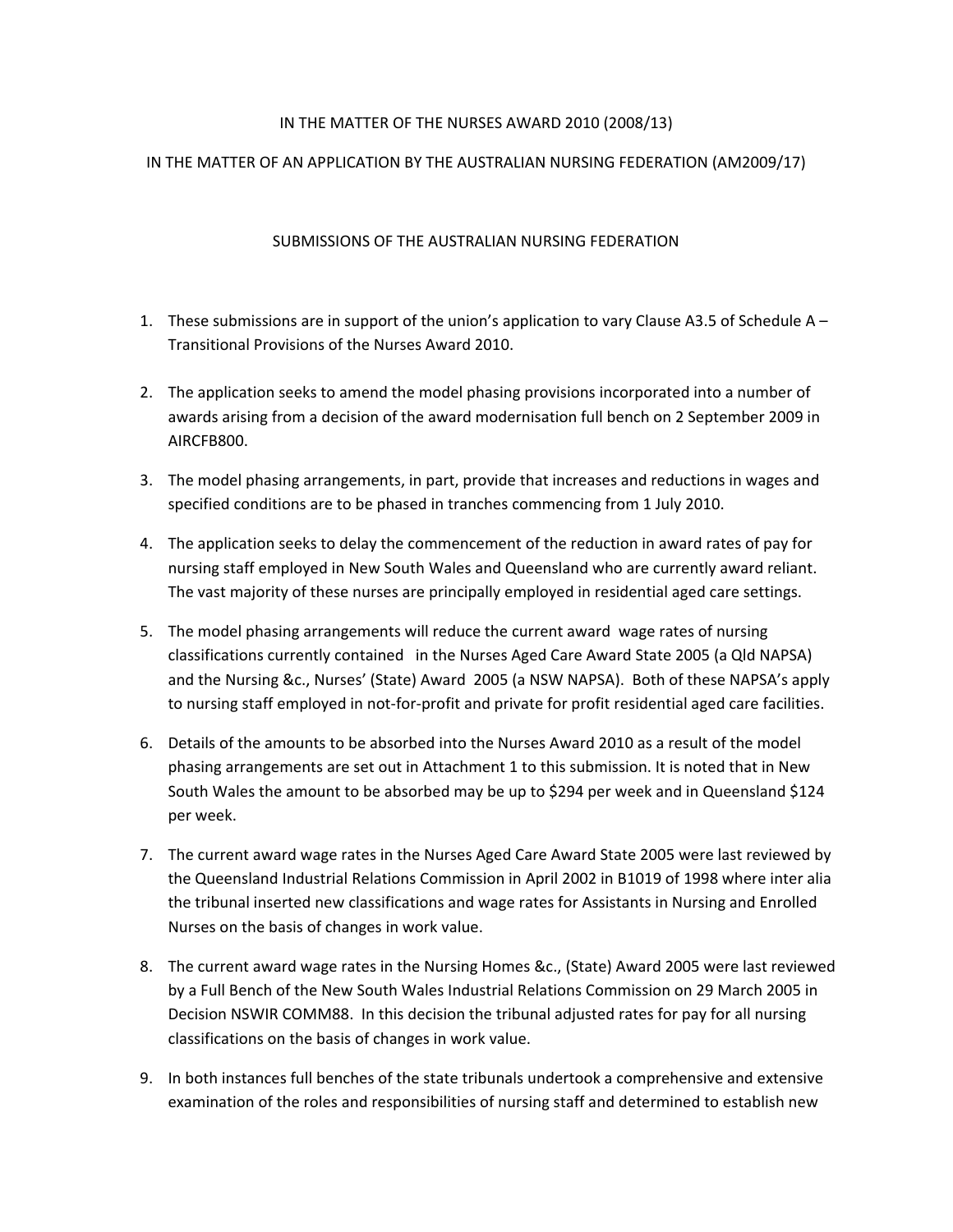IN THE MATTER OF THE NURSES AWARD 2010 (2008/13)

IN THE MATTER OF AN APPLICATION BY THE AUSTRALIAN NURSING FEDERATION (AM2009/17)

SUBMISSIONS OF THE AUSTRALIAN NURSING FEDERATION

1. These submissions are in support of the union's application to vary Clause A3.5 of Schedule A – Transitional Provisions of the Nurses Award 2010.

2. The application seeks to amend the model phasing provisions incorporated into a number of awards arising from a decision of the award modernisation full bench on 2 September 2009 in AIRCFB800.

3. The model phasing arrangements, in part, provide that increases and reductions in wages and specified conditions are to be phased in tranches commencing from 1 July 2010.

4. The application seeks to delay the commencement of the reduction in award rates of pay for nursing staff employed in New South Wales and Queensland who are currently award reliant. The vast majority of these nurses are principally employed in residential aged care settings.

5. The model phasing arrangements will reduce the current award wage rates of nursing classifications currently contained in the Nurses Aged Care Award State 2005 (a Qld NAPSA) and the Nursing &c., Nurses' (State) Award 2005 (a NSW NAPSA). Both of these NAPSA's apply to nursing staff employed in not-for-profit and private for profit residential aged care facilities.

6. Details of the amounts to be absorbed into the Nurses Award 2010 as a result of the model phasing arrangements are set out in Attachment 1 to this submission. It is noted that in New South Wales the amount to be absorbed may be up to $294 per week and in Queensland $124 per week.

7. The current award wage rates in the Nurses Aged Care Award State 2005 were last reviewed by the Queensland Industrial Relations Commission in April 2002 in B1019 of 1998 where inter alia the tribunal inserted new classifications and wage rates for Assistants in Nursing and Enrolled Nurses on the basis of changes in work value.

8. The current award wage rates in the Nursing Homes &c., (State) Award 2005 were last reviewed by a Full Bench of the New South Wales Industrial Relations Commission on 29 March 2005 in Decision NSWIR COMM88. In this decision the tribunal adjusted rates for pay for all nursing classifications on the basis of changes in work value.

9. In both instances full benches of the state tribunals undertook a comprehensive and extensive examination of the roles and responsibilities of nursing staff and determined to establish new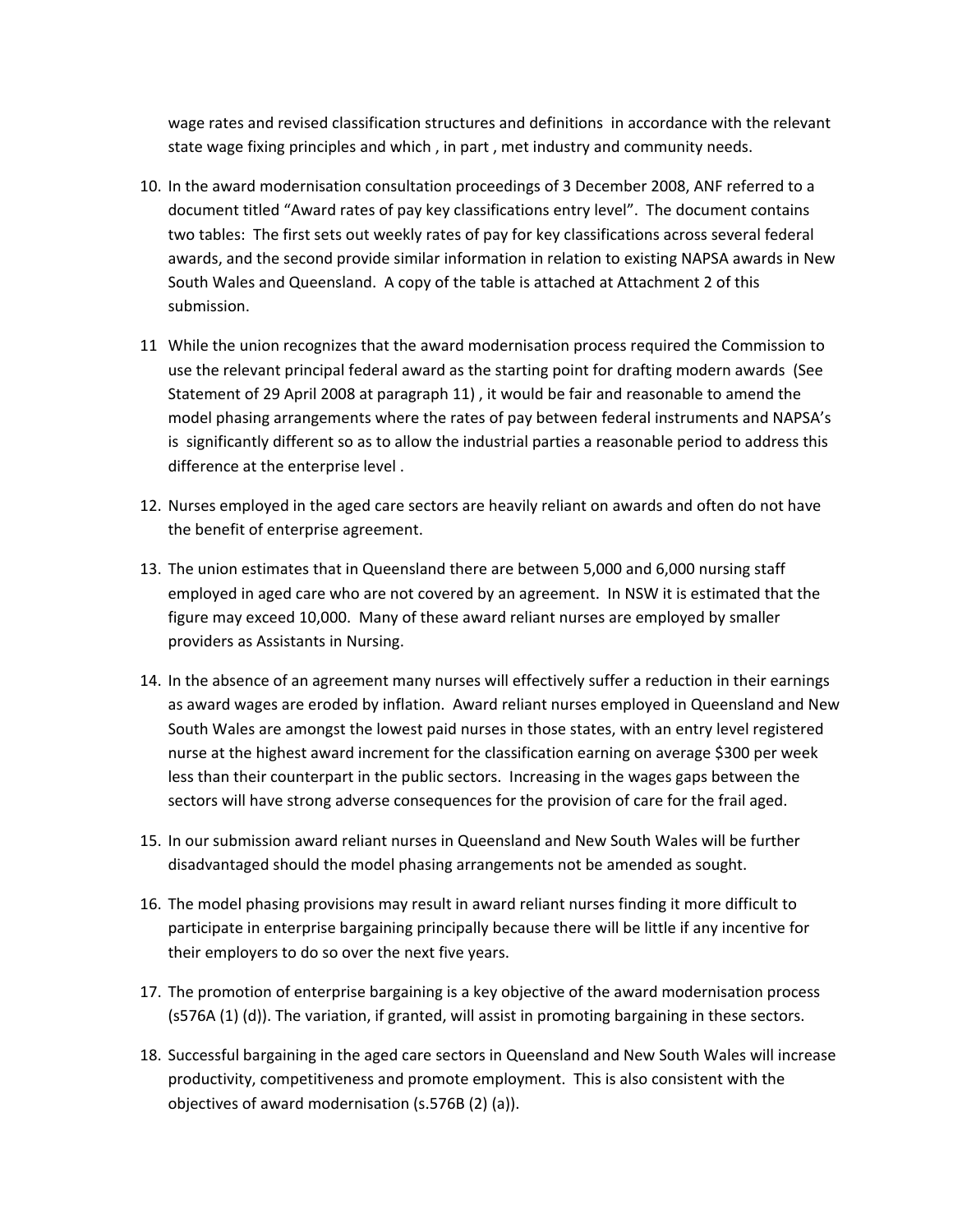wage rates and revised classification structures and definitions in accordance with the relevant state wage fixing principles and which , in part , met industry and community needs.

10. In the award modernisation consultation proceedings of 3 December 2008, ANF referred to a document titled "Award rates of pay key classifications entry level". The document contains two tables: The first sets out weekly rates of pay for key classifications across several federal awards, and the second provide similar information in relation to existing NAPSA awards in New South Wales and Queensland. A copy of the table is attached at Attachment 2 of this submission.

11 While the union recognizes that the award modernisation process required the Commission to use the relevant principal federal award as the starting point for drafting modern awards (See Statement of 29 April 2008 at paragraph 11) , it would be fair and reasonable to amend the model phasing arrangements where the rates of pay between federal instruments and NAPSA's is significantly different so as to allow the industrial parties a reasonable period to address this difference at the enterprise level .

12. Nurses employed in the aged care sectors are heavily reliant on awards and often do not have the benefit of enterprise agreement.

13. The union estimates that in Queensland there are between 5,000 and 6,000 nursing staff employed in aged care who are not covered by an agreement. In NSW it is estimated that the figure may exceed 10,000. Many of these award reliant nurses are employed by smaller providers as Assistants in Nursing.

14. In the absence of an agreement many nurses will effectively suffer a reduction in their earnings as award wages are eroded by inflation. Award reliant nurses employed in Queensland and New South Wales are amongst the lowest paid nurses in those states, with an entry level registered nurse at the highest award increment for the classification earning on average $300 per week less than their counterpart in the public sectors. Increasing in the wages gaps between the sectors will have strong adverse consequences for the provision of care for the frail aged.

15. In our submission award reliant nurses in Queensland and New South Wales will be further disadvantaged should the model phasing arrangements not be amended as sought.

16. The model phasing provisions may result in award reliant nurses finding it more difficult to participate in enterprise bargaining principally because there will be little if any incentive for their employers to do so over the next five years.

17. The promotion of enterprise bargaining is a key objective of the award modernisation process (s576A (1) (d)). The variation, if granted, will assist in promoting bargaining in these sectors.

18. Successful bargaining in the aged care sectors in Queensland and New South Wales will increase productivity, competitiveness and promote employment. This is also consistent with the objectives of award modernisation (s.576B (2) (a)).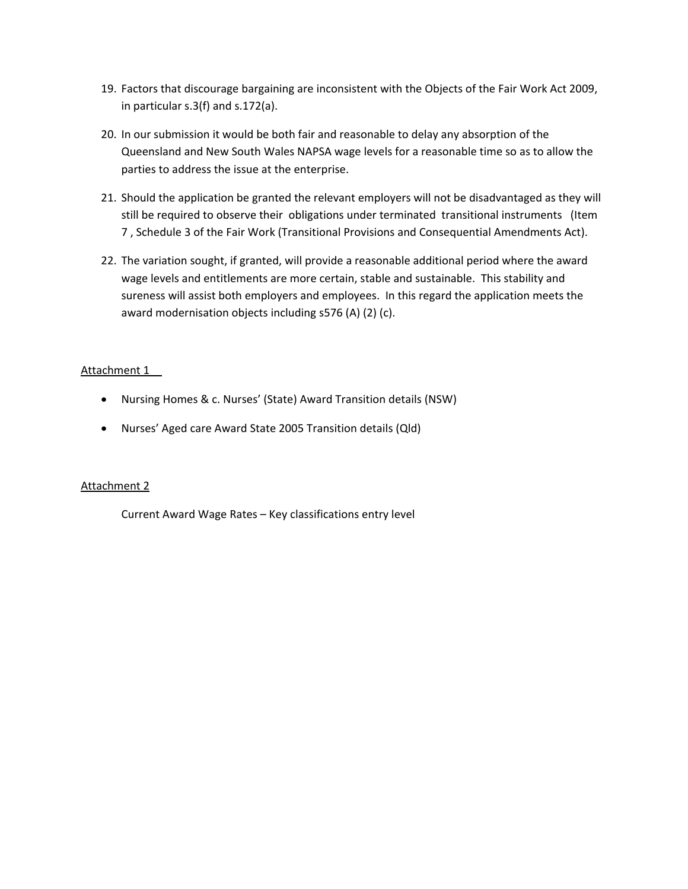19. Factors that discourage bargaining are inconsistent with the Objects of the Fair Work Act 2009, in particular s.3(f) and s.172(a).

20. In our submission it would be both fair and reasonable to delay any absorption of the Queensland and New South Wales NAPSA wage levels for a reasonable time so as to allow the parties to address the issue at the enterprise.

21. Should the application be granted the relevant employers will not be disadvantaged as they will still be required to observe their obligations under terminated transitional instruments (Item 7 , Schedule 3 of the Fair Work (Transitional Provisions and Consequential Amendments Act).

22. The variation sought, if granted, will provide a reasonable additional period where the award wage levels and entitlements are more certain, stable and sustainable. This stability and sureness will assist both employers and employees. In this regard the application meets the award modernisation objects including s576 (A) (2) (c).

<u>Attachment 1</u>

- Nursing Homes & c. Nurses' (State) Award Transition details (NSW)
- Nurses' Aged care Award State 2005 Transition details (Qld)

<u>Attachment 2</u>

Current Award Wage Rates – Key classifications entry level